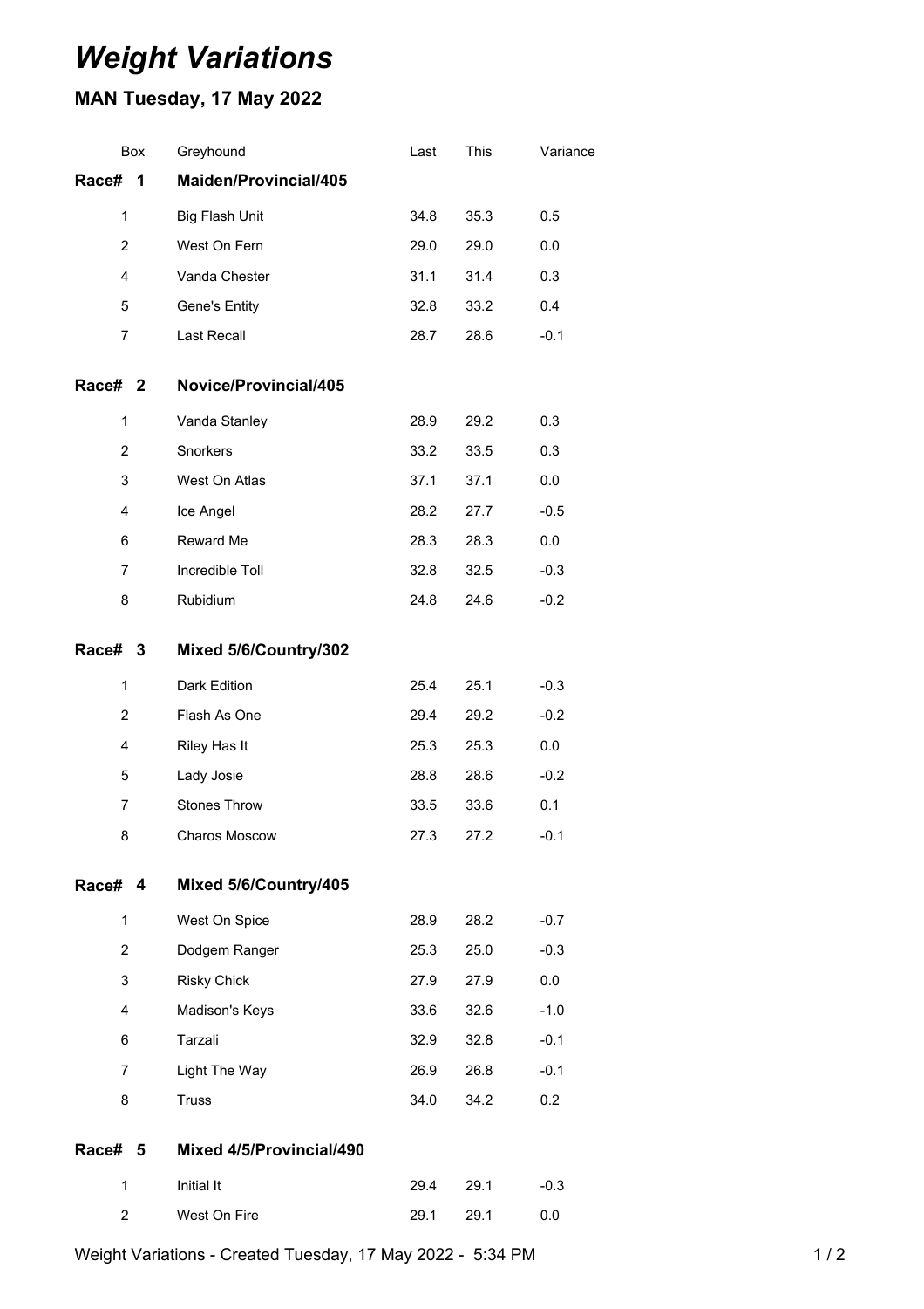# *Weight Variations*

## MAN Tuesday, 17 May 2022

| Box | Greyhound | Last | This | Variance |
|---|---|---|---|---|
| **Race# 1** | **Maiden/Provincial/405** | | | |
| 1 | Big Flash Unit | 34.8 | 35.3 | 0.5 |
| 2 | West On Fern | 29.0 | 29.0 | 0.0 |
| 4 | Vanda Chester | 31.1 | 31.4 | 0.3 |
| 5 | Gene's Entity | 32.8 | 33.2 | 0.4 |
| 7 | Last Recall | 28.7 | 28.6 | -0.1 |
| **Race# 2** | **Novice/Provincial/405** | | | |
| 1 | Vanda Stanley | 28.9 | 29.2 | 0.3 |
| 2 | Snorkers | 33.2 | 33.5 | 0.3 |
| 3 | West On Atlas | 37.1 | 37.1 | 0.0 |
| 4 | Ice Angel | 28.2 | 27.7 | -0.5 |
| 6 | Reward Me | 28.3 | 28.3 | 0.0 |
| 7 | Incredible Toll | 32.8 | 32.5 | -0.3 |
| 8 | Rubidium | 24.8 | 24.6 | -0.2 |
| **Race# 3** | **Mixed 5/6/Country/302** | | | |
| 1 | Dark Edition | 25.4 | 25.1 | -0.3 |
| 2 | Flash As One | 29.4 | 29.2 | -0.2 |
| 4 | Riley Has It | 25.3 | 25.3 | 0.0 |
| 5 | Lady Josie | 28.8 | 28.6 | -0.2 |
| 7 | Stones Throw | 33.5 | 33.6 | 0.1 |
| 8 | Charos Moscow | 27.3 | 27.2 | -0.1 |
| **Race# 4** | **Mixed 5/6/Country/405** | | | |
| 1 | West On Spice | 28.9 | 28.2 | -0.7 |
| 2 | Dodgem Ranger | 25.3 | 25.0 | -0.3 |
| 3 | Risky Chick | 27.9 | 27.9 | 0.0 |
| 4 | Madison's Keys | 33.6 | 32.6 | -1.0 |
| 6 | Tarzali | 32.9 | 32.8 | -0.1 |
| 7 | Light The Way | 26.9 | 26.8 | -0.1 |
| 8 | Truss | 34.0 | 34.2 | 0.2 |
| **Race# 5** | **Mixed 4/5/Provincial/490** | | | |
| 1 | Initial It | 29.4 | 29.1 | -0.3 |
| 2 | West On Fire | 29.1 | 29.1 | 0.0 |

Weight Variations - Created Tuesday, 17 May 2022 - 5:34 PM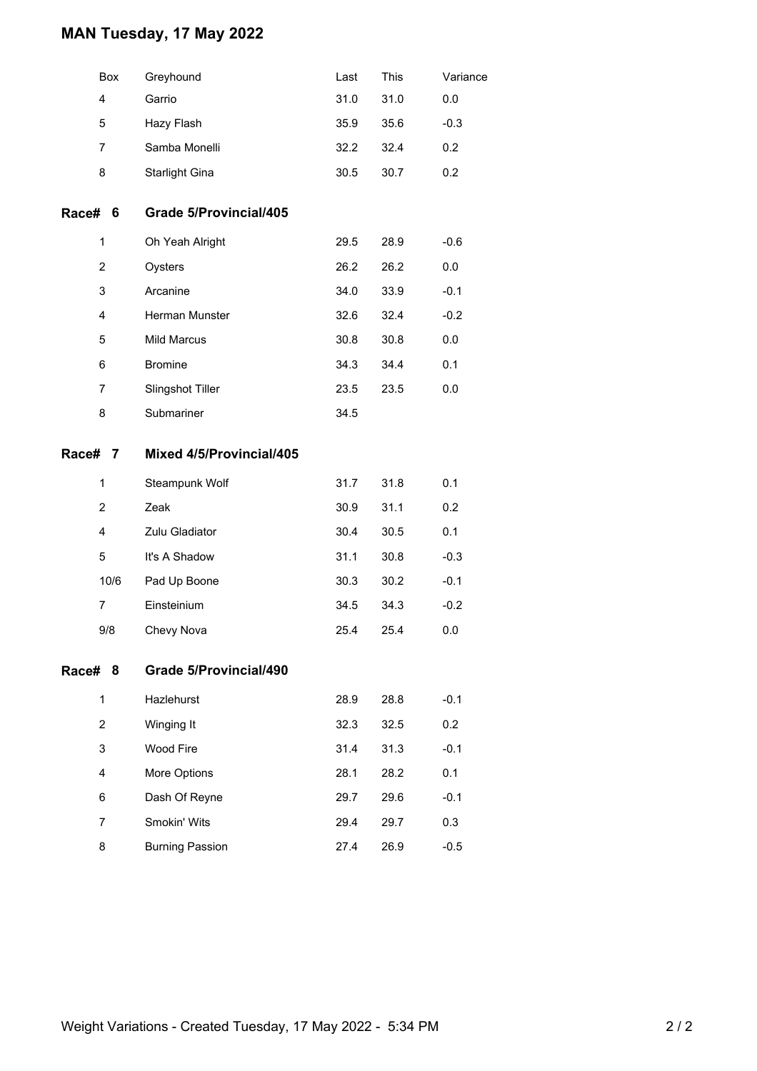# MAN Tuesday, 17 May 2022

| Box | Greyhound | Last | This | Variance |
|---|---|---|---|---|
| 4 | Garrio | 31.0 | 31.0 | 0.0 |
| 5 | Hazy Flash | 35.9 | 35.6 | -0.3 |
| 7 | Samba Monelli | 32.2 | 32.4 | 0.2 |
| 8 | Starlight Gina | 30.5 | 30.7 | 0.2 |

## Race# 6 Grade 5/Provincial/405

| | | | | |
|---|---|---|---|---|
| 1 | Oh Yeah Alright | 29.5 | 28.9 | -0.6 |
| 2 | Oysters | 26.2 | 26.2 | 0.0 |
| 3 | Arcanine | 34.0 | 33.9 | -0.1 |
| 4 | Herman Munster | 32.6 | 32.4 | -0.2 |
| 5 | Mild Marcus | 30.8 | 30.8 | 0.0 |
| 6 | Bromine | 34.3 | 34.4 | 0.1 |
| 7 | Slingshot Tiller | 23.5 | 23.5 | 0.0 |
| 8 | Submariner | 34.5 | | |

## Race# 7 Mixed 4/5/Provincial/405

| | | | | |
|---|---|---|---|---|
| 1 | Steampunk Wolf | 31.7 | 31.8 | 0.1 |
| 2 | Zeak | 30.9 | 31.1 | 0.2 |
| 4 | Zulu Gladiator | 30.4 | 30.5 | 0.1 |
| 5 | It's A Shadow | 31.1 | 30.8 | -0.3 |
| 10/6 | Pad Up Boone | 30.3 | 30.2 | -0.1 |
| 7 | Einsteinium | 34.5 | 34.3 | -0.2 |
| 9/8 | Chevy Nova | 25.4 | 25.4 | 0.0 |

## Race# 8 Grade 5/Provincial/490

| | | | | |
|---|---|---|---|---|
| 1 | Hazlehurst | 28.9 | 28.8 | -0.1 |
| 2 | Winging It | 32.3 | 32.5 | 0.2 |
| 3 | Wood Fire | 31.4 | 31.3 | -0.1 |
| 4 | More Options | 28.1 | 28.2 | 0.1 |
| 6 | Dash Of Reyne | 29.7 | 29.6 | -0.1 |
| 7 | Smokin' Wits | 29.4 | 29.7 | 0.3 |
| 8 | Burning Passion | 27.4 | 26.9 | -0.5 |

Weight Variations - Created Tuesday, 17 May 2022 - 5:34 PM